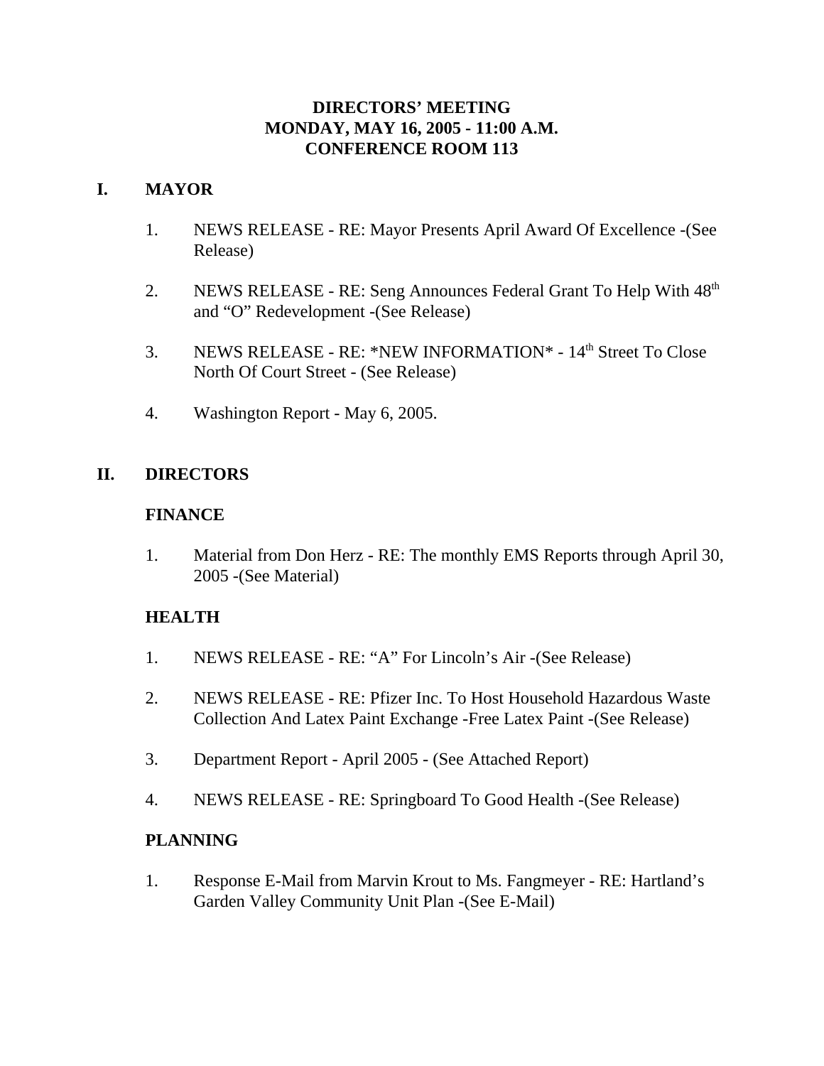# DIRECTORS' MEETING
# MONDAY, MAY 16, 2005 - 11:00 A.M.
# CONFERENCE ROOM 113

## I. MAYOR

1. NEWS RELEASE - RE: Mayor Presents April Award Of Excellence -(See Release)

2. NEWS RELEASE - RE: Seng Announces Federal Grant To Help With 48th and "O" Redevelopment -(See Release)

3. NEWS RELEASE - RE: *NEW INFORMATION* - 14th Street To Close North Of Court Street - (See Release)

4. Washington Report - May 6, 2005.

## II. DIRECTORS

### FINANCE

1. Material from Don Herz - RE: The monthly EMS Reports through April 30, 2005 -(See Material)

### HEALTH

1. NEWS RELEASE - RE: "A" For Lincoln's Air -(See Release)

2. NEWS RELEASE - RE: Pfizer Inc. To Host Household Hazardous Waste Collection And Latex Paint Exchange -Free Latex Paint -(See Release)

3. Department Report - April 2005 - (See Attached Report)

4. NEWS RELEASE - RE: Springboard To Good Health -(See Release)

### PLANNING

1. Response E-Mail from Marvin Krout to Ms. Fangmeyer - RE: Hartland's Garden Valley Community Unit Plan -(See E-Mail)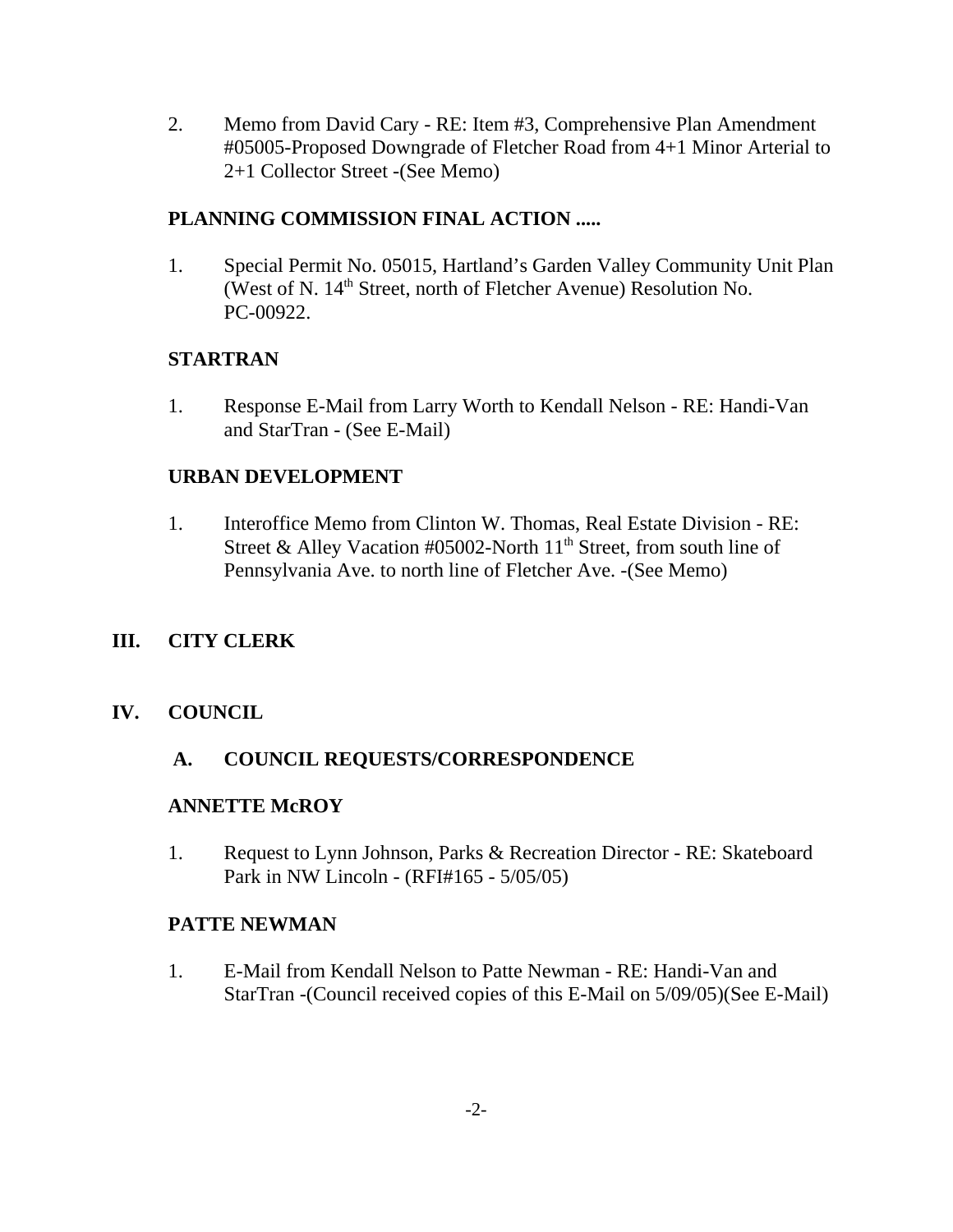2. Memo from David Cary - RE: Item #3, Comprehensive Plan Amendment #05005-Proposed Downgrade of Fletcher Road from 4+1 Minor Arterial to 2+1 Collector Street -(See Memo)

**PLANNING COMMISSION FINAL ACTION .....**

1. Special Permit No. 05015, Hartland's Garden Valley Community Unit Plan (West of N. 14th Street, north of Fletcher Avenue) Resolution No. PC-00922.

**STARTRAN**

1. Response E-Mail from Larry Worth to Kendall Nelson - RE: Handi-Van and StarTran - (See E-Mail)

**URBAN DEVELOPMENT**

1. Interoffice Memo from Clinton W. Thomas, Real Estate Division - RE: Street & Alley Vacation #05002-North 11th Street, from south line of Pennsylvania Ave. to north line of Fletcher Ave. -(See Memo)

## III. CITY CLERK

## IV. COUNCIL

### A. COUNCIL REQUESTS/CORRESPONDENCE

**ANNETTE McROY**

1. Request to Lynn Johnson, Parks & Recreation Director - RE: Skateboard Park in NW Lincoln - (RFI#165 - 5/05/05)

**PATTE NEWMAN**

1. E-Mail from Kendall Nelson to Patte Newman - RE: Handi-Van and StarTran -(Council received copies of this E-Mail on 5/09/05)(See E-Mail)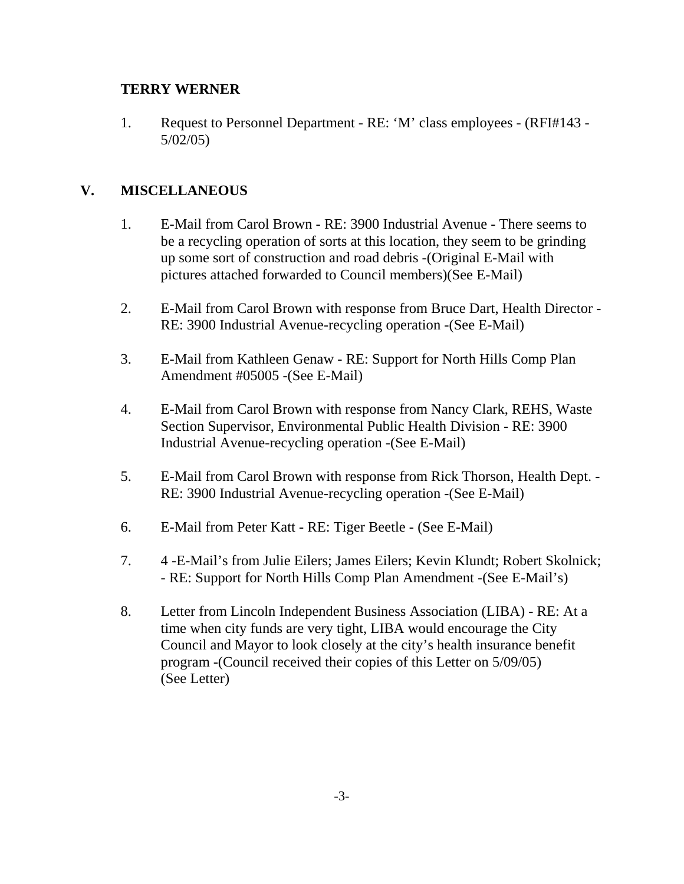**TERRY WERNER**

1. Request to Personnel Department - RE: 'M' class employees - (RFI#143 - 5/02/05)

## V. MISCELLANEOUS

1. E-Mail from Carol Brown - RE: 3900 Industrial Avenue - There seems to be a recycling operation of sorts at this location, they seem to be grinding up some sort of construction and road debris -(Original E-Mail with pictures attached forwarded to Council members)(See E-Mail)

2. E-Mail from Carol Brown with response from Bruce Dart, Health Director - RE: 3900 Industrial Avenue-recycling operation -(See E-Mail)

3. E-Mail from Kathleen Genaw - RE: Support for North Hills Comp Plan Amendment #05005 -(See E-Mail)

4. E-Mail from Carol Brown with response from Nancy Clark, REHS, Waste Section Supervisor, Environmental Public Health Division - RE: 3900 Industrial Avenue-recycling operation -(See E-Mail)

5. E-Mail from Carol Brown with response from Rick Thorson, Health Dept. - RE: 3900 Industrial Avenue-recycling operation -(See E-Mail)

6. E-Mail from Peter Katt - RE: Tiger Beetle - (See E-Mail)

7. 4 -E-Mail's from Julie Eilers; James Eilers; Kevin Klundt; Robert Skolnick; - RE: Support for North Hills Comp Plan Amendment -(See E-Mail's)

8. Letter from Lincoln Independent Business Association (LIBA) - RE: At a time when city funds are very tight, LIBA would encourage the City Council and Mayor to look closely at the city's health insurance benefit program -(Council received their copies of this Letter on 5/09/05) (See Letter)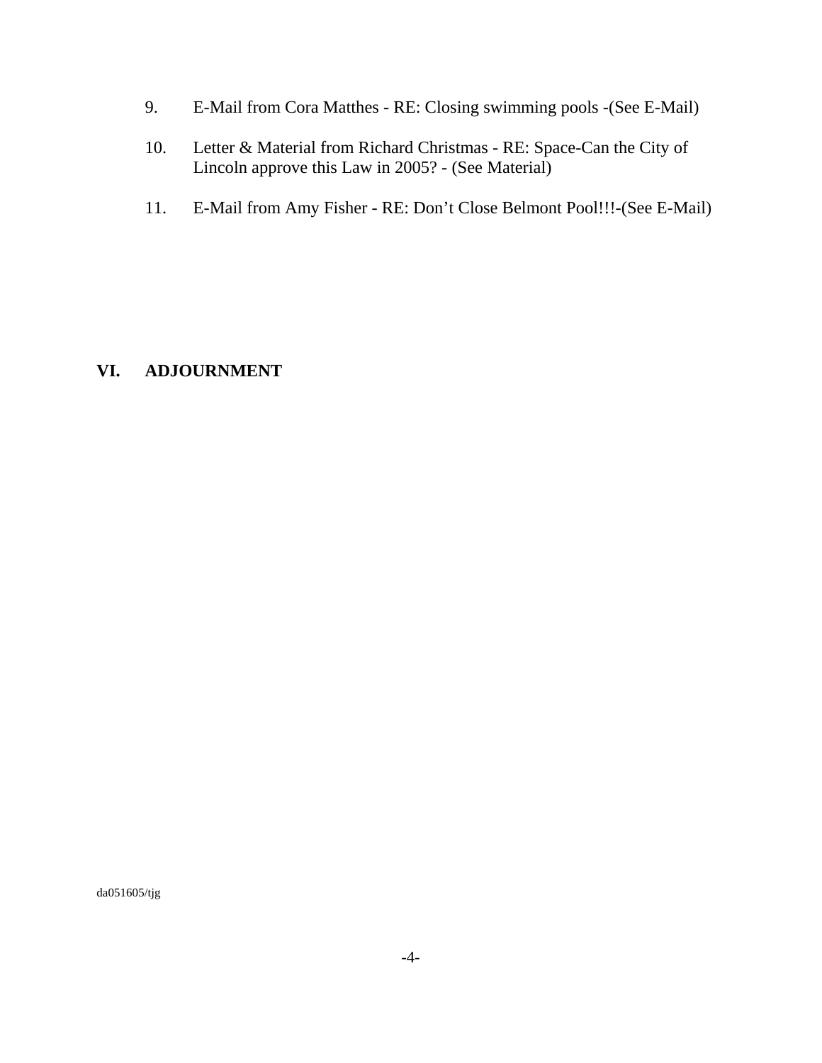9. E-Mail from Cora Matthes - RE: Closing swimming pools -(See E-Mail)

10. Letter & Material from Richard Christmas - RE: Space-Can the City of Lincoln approve this Law in 2005? - (See Material)

11. E-Mail from Amy Fisher - RE: Don’t Close Belmont Pool!!!-(See E-Mail)

## VI. ADJOURNMENT

da051605/tjg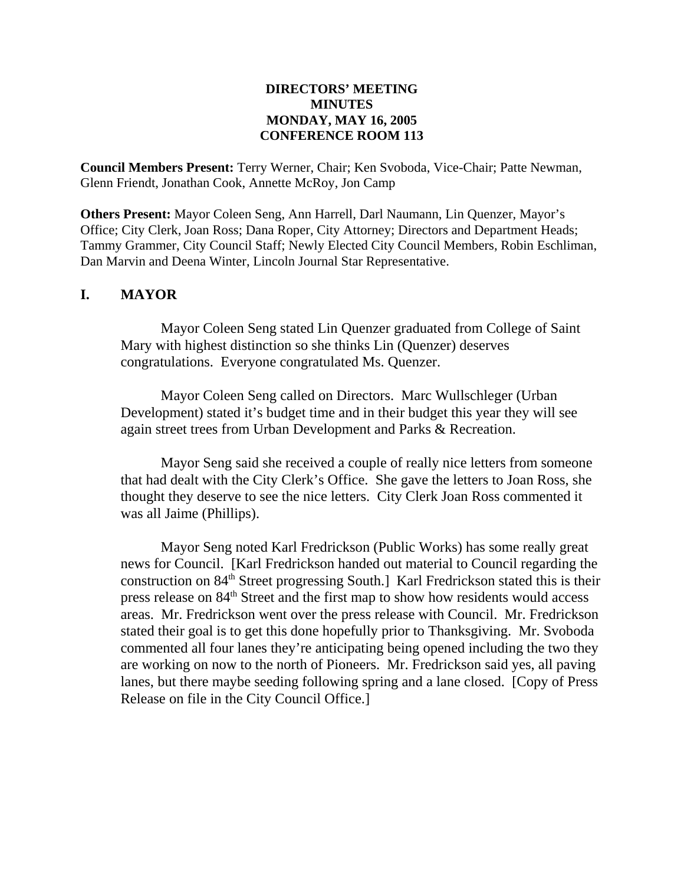# DIRECTORS' MEETING
# MINUTES
# MONDAY, MAY 16, 2005
# CONFERENCE ROOM 113

**Council Members Present:** Terry Werner, Chair; Ken Svoboda, Vice-Chair; Patte Newman, Glenn Friendt, Jonathan Cook, Annette McRoy, Jon Camp

**Others Present:** Mayor Coleen Seng, Ann Harrell, Darl Naumann, Lin Quenzer, Mayor's Office; City Clerk, Joan Ross; Dana Roper, City Attorney; Directors and Department Heads; Tammy Grammer, City Council Staff; Newly Elected City Council Members, Robin Eschliman, Dan Marvin and Deena Winter, Lincoln Journal Star Representative.

## I. MAYOR

Mayor Coleen Seng stated Lin Quenzer graduated from College of Saint Mary with highest distinction so she thinks Lin (Quenzer) deserves congratulations. Everyone congratulated Ms. Quenzer.

Mayor Coleen Seng called on Directors. Marc Wullschleger (Urban Development) stated it's budget time and in their budget this year they will see again street trees from Urban Development and Parks & Recreation.

Mayor Seng said she received a couple of really nice letters from someone that had dealt with the City Clerk's Office. She gave the letters to Joan Ross, she thought they deserve to see the nice letters. City Clerk Joan Ross commented it was all Jaime (Phillips).

Mayor Seng noted Karl Fredrickson (Public Works) has some really great news for Council. [Karl Fredrickson handed out material to Council regarding the construction on 84th Street progressing South.] Karl Fredrickson stated this is their press release on 84th Street and the first map to show how residents would access areas. Mr. Fredrickson went over the press release with Council. Mr. Fredrickson stated their goal is to get this done hopefully prior to Thanksgiving. Mr. Svoboda commented all four lanes they're anticipating being opened including the two they are working on now to the north of Pioneers. Mr. Fredrickson said yes, all paving lanes, but there maybe seeding following spring and a lane closed. [Copy of Press Release on file in the City Council Office.]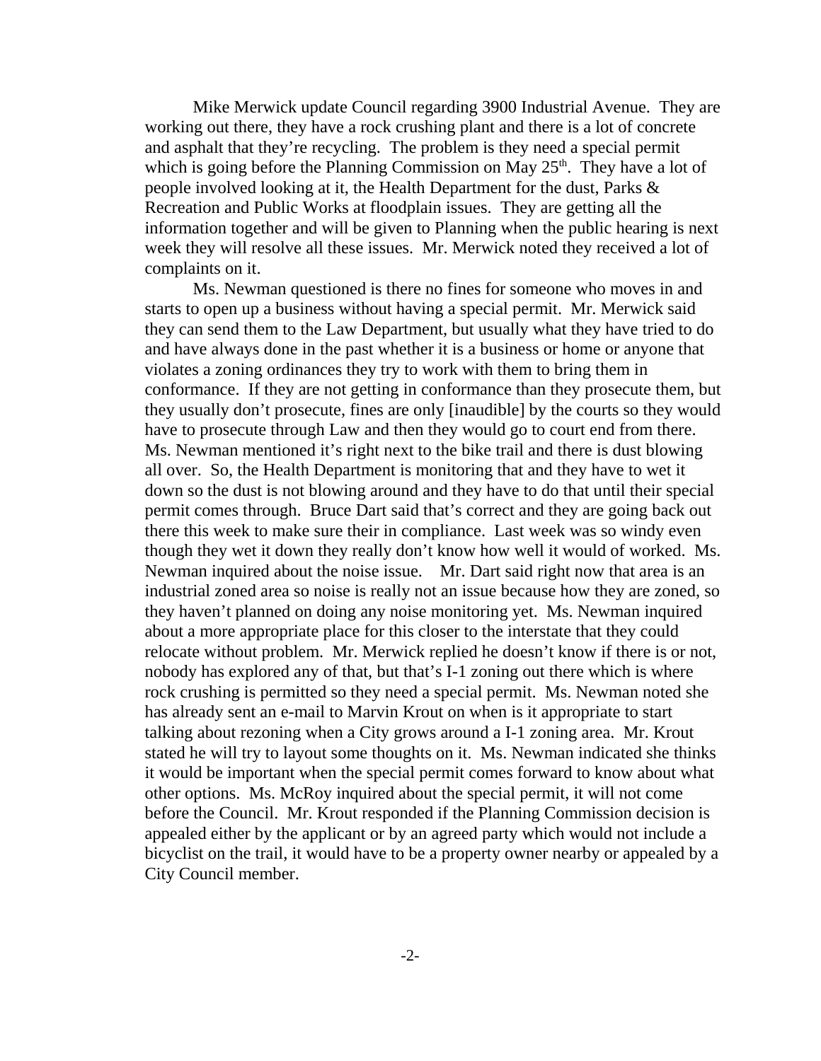Mike Merwick update Council regarding 3900 Industrial Avenue. They are working out there, they have a rock crushing plant and there is a lot of concrete and asphalt that they're recycling. The problem is they need a special permit which is going before the Planning Commission on May 25th. They have a lot of people involved looking at it, the Health Department for the dust, Parks & Recreation and Public Works at floodplain issues. They are getting all the information together and will be given to Planning when the public hearing is next week they will resolve all these issues. Mr. Merwick noted they received a lot of complaints on it.

Ms. Newman questioned is there no fines for someone who moves in and starts to open up a business without having a special permit. Mr. Merwick said they can send them to the Law Department, but usually what they have tried to do and have always done in the past whether it is a business or home or anyone that violates a zoning ordinances they try to work with them to bring them in conformance. If they are not getting in conformance than they prosecute them, but they usually don't prosecute, fines are only [inaudible] by the courts so they would have to prosecute through Law and then they would go to court end from there. Ms. Newman mentioned it's right next to the bike trail and there is dust blowing all over. So, the Health Department is monitoring that and they have to wet it down so the dust is not blowing around and they have to do that until their special permit comes through. Bruce Dart said that's correct and they are going back out there this week to make sure their in compliance. Last week was so windy even though they wet it down they really don't know how well it would of worked. Ms. Newman inquired about the noise issue. Mr. Dart said right now that area is an industrial zoned area so noise is really not an issue because how they are zoned, so they haven't planned on doing any noise monitoring yet. Ms. Newman inquired about a more appropriate place for this closer to the interstate that they could relocate without problem. Mr. Merwick replied he doesn't know if there is or not, nobody has explored any of that, but that's I-1 zoning out there which is where rock crushing is permitted so they need a special permit. Ms. Newman noted she has already sent an e-mail to Marvin Krout on when is it appropriate to start talking about rezoning when a City grows around a I-1 zoning area. Mr. Krout stated he will try to layout some thoughts on it. Ms. Newman indicated she thinks it would be important when the special permit comes forward to know about what other options. Ms. McRoy inquired about the special permit, it will not come before the Council. Mr. Krout responded if the Planning Commission decision is appealed either by the applicant or by an agreed party which would not include a bicyclist on the trail, it would have to be a property owner nearby or appealed by a City Council member.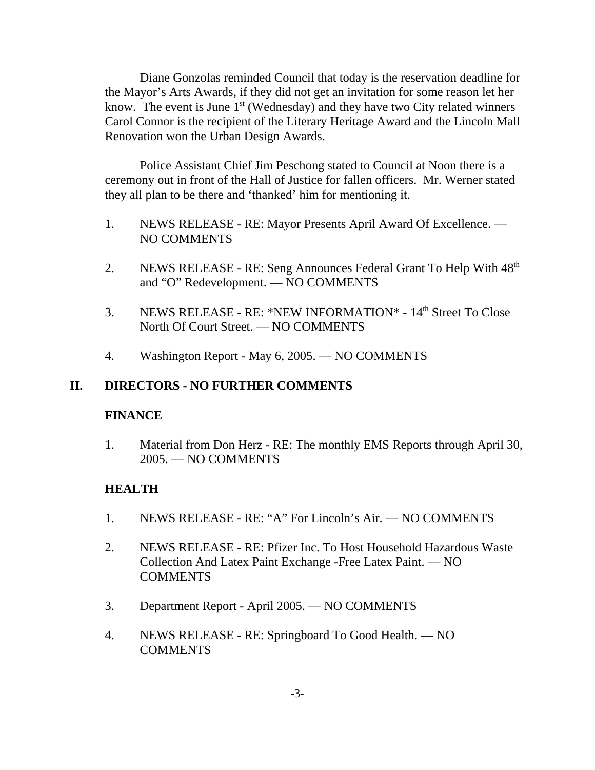Diane Gonzolas reminded Council that today is the reservation deadline for the Mayor's Arts Awards, if they did not get an invitation for some reason let her know. The event is June 1st (Wednesday) and they have two City related winners Carol Connor is the recipient of the Literary Heritage Award and the Lincoln Mall Renovation won the Urban Design Awards.

Police Assistant Chief Jim Peschong stated to Council at Noon there is a ceremony out in front of the Hall of Justice for fallen officers. Mr. Werner stated they all plan to be there and 'thanked' him for mentioning it.

1. NEWS RELEASE - RE: Mayor Presents April Award Of Excellence. — NO COMMENTS

2. NEWS RELEASE - RE: Seng Announces Federal Grant To Help With 48th and "O" Redevelopment. — NO COMMENTS

3. NEWS RELEASE - RE: *NEW INFORMATION* - 14th Street To Close North Of Court Street. — NO COMMENTS

4. Washington Report - May 6, 2005. — NO COMMENTS

## II. DIRECTORS - NO FURTHER COMMENTS

### FINANCE

1. Material from Don Herz - RE: The monthly EMS Reports through April 30, 2005. — NO COMMENTS

### HEALTH

1. NEWS RELEASE - RE: "A" For Lincoln's Air. — NO COMMENTS

2. NEWS RELEASE - RE: Pfizer Inc. To Host Household Hazardous Waste Collection And Latex Paint Exchange -Free Latex Paint. — NO COMMENTS

3. Department Report - April 2005. — NO COMMENTS

4. NEWS RELEASE - RE: Springboard To Good Health. — NO COMMENTS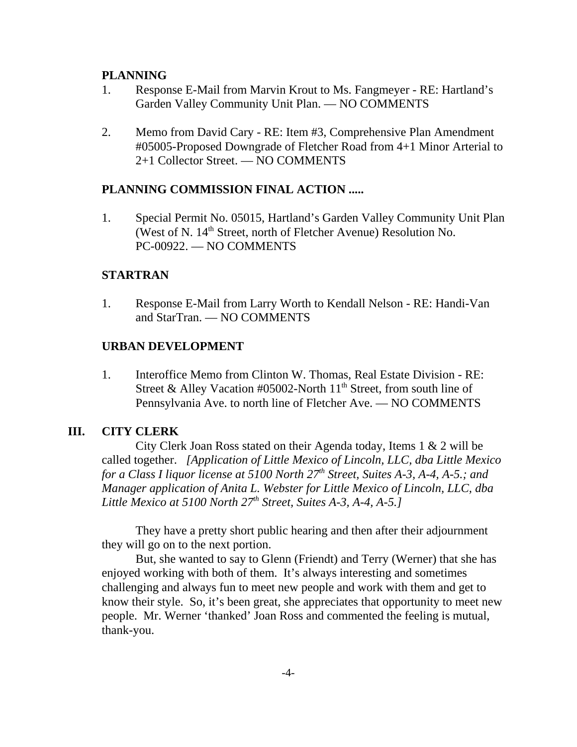**PLANNING**

1. Response E-Mail from Marvin Krout to Ms. Fangmeyer - RE: Hartland's Garden Valley Community Unit Plan. — NO COMMENTS

2. Memo from David Cary - RE: Item #3, Comprehensive Plan Amendment #05005-Proposed Downgrade of Fletcher Road from 4+1 Minor Arterial to 2+1 Collector Street. — NO COMMENTS

**PLANNING COMMISSION FINAL ACTION .....**

1. Special Permit No. 05015, Hartland's Garden Valley Community Unit Plan (West of N. 14th Street, north of Fletcher Avenue) Resolution No. PC-00922. — NO COMMENTS

**STARTRAN**

1. Response E-Mail from Larry Worth to Kendall Nelson - RE: Handi-Van and StarTran. — NO COMMENTS

**URBAN DEVELOPMENT**

1. Interoffice Memo from Clinton W. Thomas, Real Estate Division - RE: Street & Alley Vacation #05002-North 11th Street, from south line of Pennsylvania Ave. to north line of Fletcher Ave. — NO COMMENTS

## III. CITY CLERK

City Clerk Joan Ross stated on their Agenda today, Items 1 & 2 will be called together. *[Application of Little Mexico of Lincoln, LLC, dba Little Mexico for a Class I liquor license at 5100 North 27th Street, Suites A-3, A-4, A-5.; and Manager application of Anita L. Webster for Little Mexico of Lincoln, LLC, dba Little Mexico at 5100 North 27th Street, Suites A-3, A-4, A-5.]*

They have a pretty short public hearing and then after their adjournment they will go on to the next portion.

But, she wanted to say to Glenn (Friendt) and Terry (Werner) that she has enjoyed working with both of them. It's always interesting and sometimes challenging and always fun to meet new people and work with them and get to know their style. So, it's been great, she appreciates that opportunity to meet new people. Mr. Werner 'thanked' Joan Ross and commented the feeling is mutual, thank-you.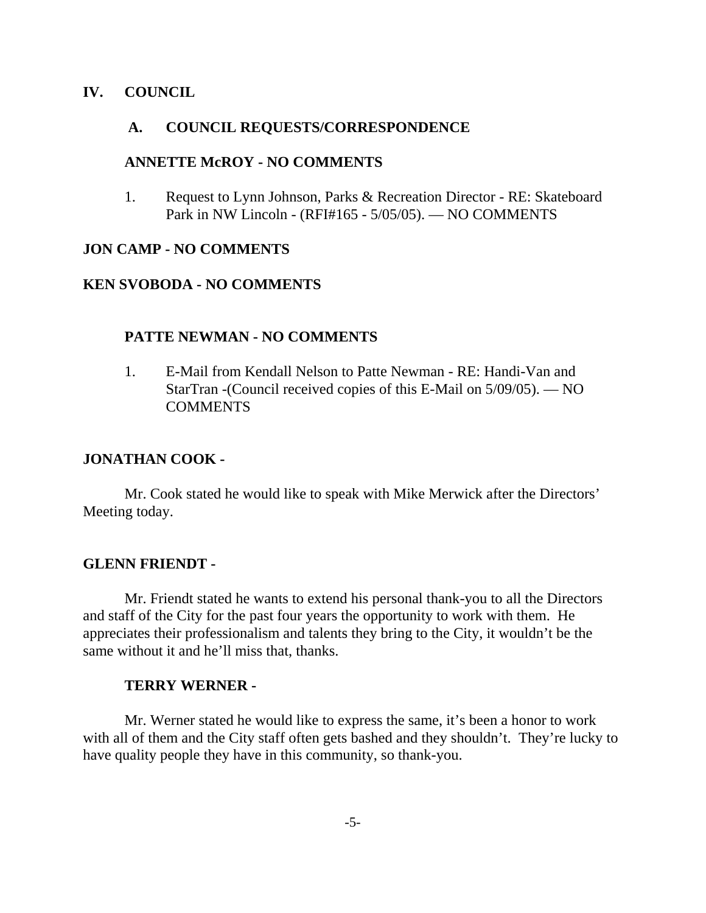## IV. COUNCIL

### A. COUNCIL REQUESTS/CORRESPONDENCE

**ANNETTE McROY - NO COMMENTS**

1. Request to Lynn Johnson, Parks & Recreation Director - RE: Skateboard Park in NW Lincoln - (RFI#165 - 5/05/05). — NO COMMENTS

**JON CAMP - NO COMMENTS**

**KEN SVOBODA - NO COMMENTS**

**PATTE NEWMAN - NO COMMENTS**

1. E-Mail from Kendall Nelson to Patte Newman - RE: Handi-Van and StarTran -(Council received copies of this E-Mail on 5/09/05). — NO COMMENTS

**JONATHAN COOK -**

Mr. Cook stated he would like to speak with Mike Merwick after the Directors' Meeting today.

**GLENN FRIENDT -**

Mr. Friendt stated he wants to extend his personal thank-you to all the Directors and staff of the City for the past four years the opportunity to work with them. He appreciates their professionalism and talents they bring to the City, it wouldn't be the same without it and he'll miss that, thanks.

**TERRY WERNER -**

Mr. Werner stated he would like to express the same, it's been a honor to work with all of them and the City staff often gets bashed and they shouldn't. They're lucky to have quality people they have in this community, so thank-you.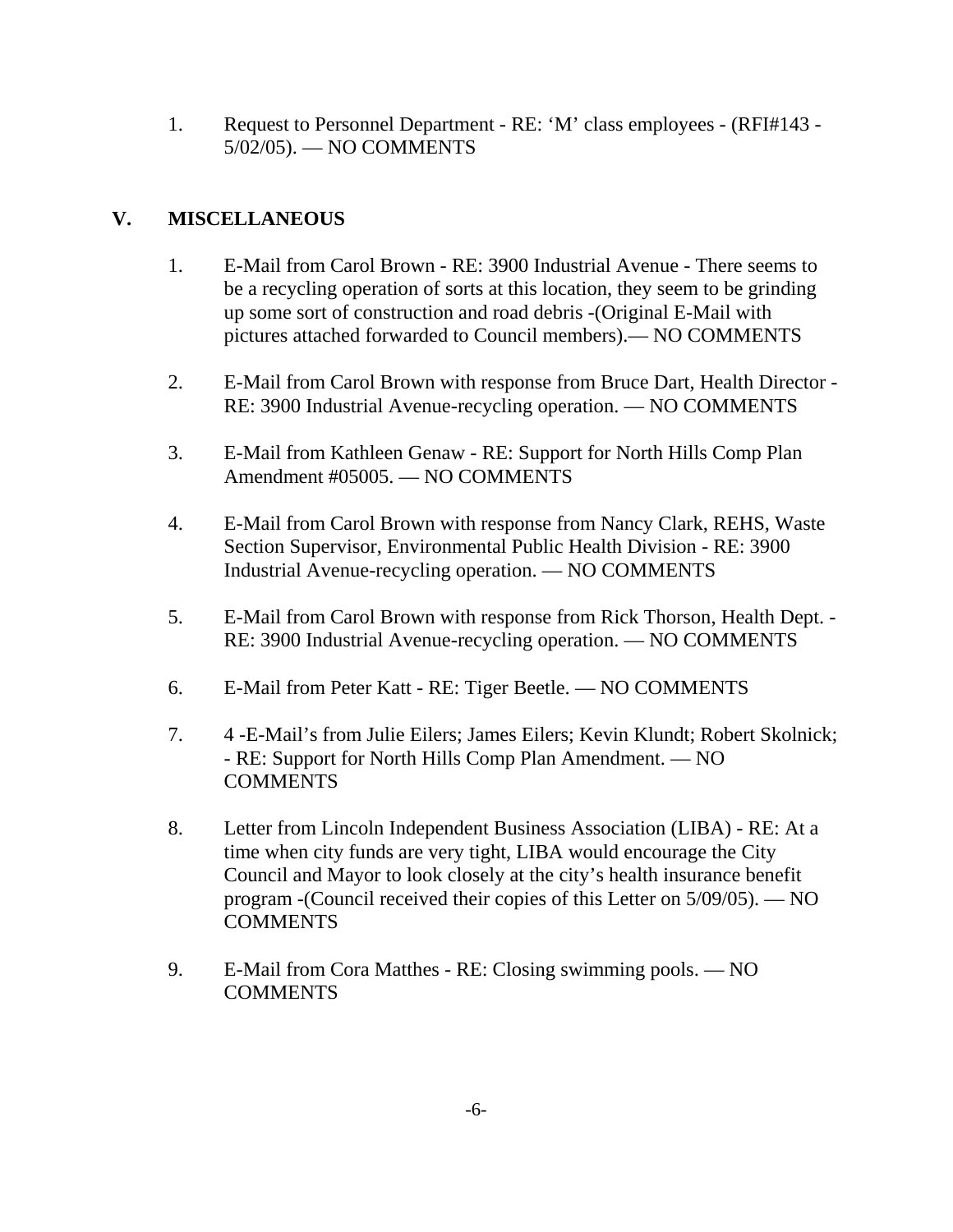1. Request to Personnel Department - RE: 'M' class employees - (RFI#143 - 5/02/05). — NO COMMENTS

## V. MISCELLANEOUS

1. E-Mail from Carol Brown - RE: 3900 Industrial Avenue - There seems to be a recycling operation of sorts at this location, they seem to be grinding up some sort of construction and road debris -(Original E-Mail with pictures attached forwarded to Council members).— NO COMMENTS

2. E-Mail from Carol Brown with response from Bruce Dart, Health Director - RE: 3900 Industrial Avenue-recycling operation. — NO COMMENTS

3. E-Mail from Kathleen Genaw - RE: Support for North Hills Comp Plan Amendment #05005. — NO COMMENTS

4. E-Mail from Carol Brown with response from Nancy Clark, REHS, Waste Section Supervisor, Environmental Public Health Division - RE: 3900 Industrial Avenue-recycling operation. — NO COMMENTS

5. E-Mail from Carol Brown with response from Rick Thorson, Health Dept. - RE: 3900 Industrial Avenue-recycling operation. — NO COMMENTS

6. E-Mail from Peter Katt - RE: Tiger Beetle. — NO COMMENTS

7. 4 -E-Mail's from Julie Eilers; James Eilers; Kevin Klundt; Robert Skolnick; - RE: Support for North Hills Comp Plan Amendment. — NO COMMENTS

8. Letter from Lincoln Independent Business Association (LIBA) - RE: At a time when city funds are very tight, LIBA would encourage the City Council and Mayor to look closely at the city's health insurance benefit program -(Council received their copies of this Letter on 5/09/05). — NO COMMENTS

9. E-Mail from Cora Matthes - RE: Closing swimming pools. — NO COMMENTS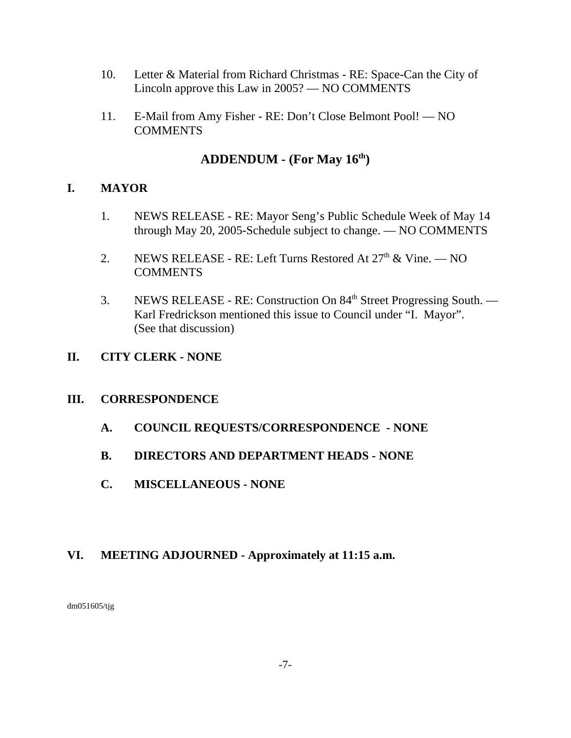10. Letter & Material from Richard Christmas - RE: Space-Can the City of Lincoln approve this Law in 2005? — NO COMMENTS

11. E-Mail from Amy Fisher - RE: Don't Close Belmont Pool! — NO COMMENTS

## ADDENDUM - (For May 16th)

### I. MAYOR

1. NEWS RELEASE - RE: Mayor Seng's Public Schedule Week of May 14 through May 20, 2005-Schedule subject to change. — NO COMMENTS

2. NEWS RELEASE - RE: Left Turns Restored At 27th & Vine. — NO COMMENTS

3. NEWS RELEASE - RE: Construction On 84th Street Progressing South. — Karl Fredrickson mentioned this issue to Council under "I. Mayor". (See that discussion)

### II. CITY CLERK - NONE

### III. CORRESPONDENCE

**A. COUNCIL REQUESTS/CORRESPONDENCE - NONE**

**B. DIRECTORS AND DEPARTMENT HEADS - NONE**

**C. MISCELLANEOUS - NONE**

### VI. MEETING ADJOURNED - Approximately at 11:15 a.m.

dm051605/tjg